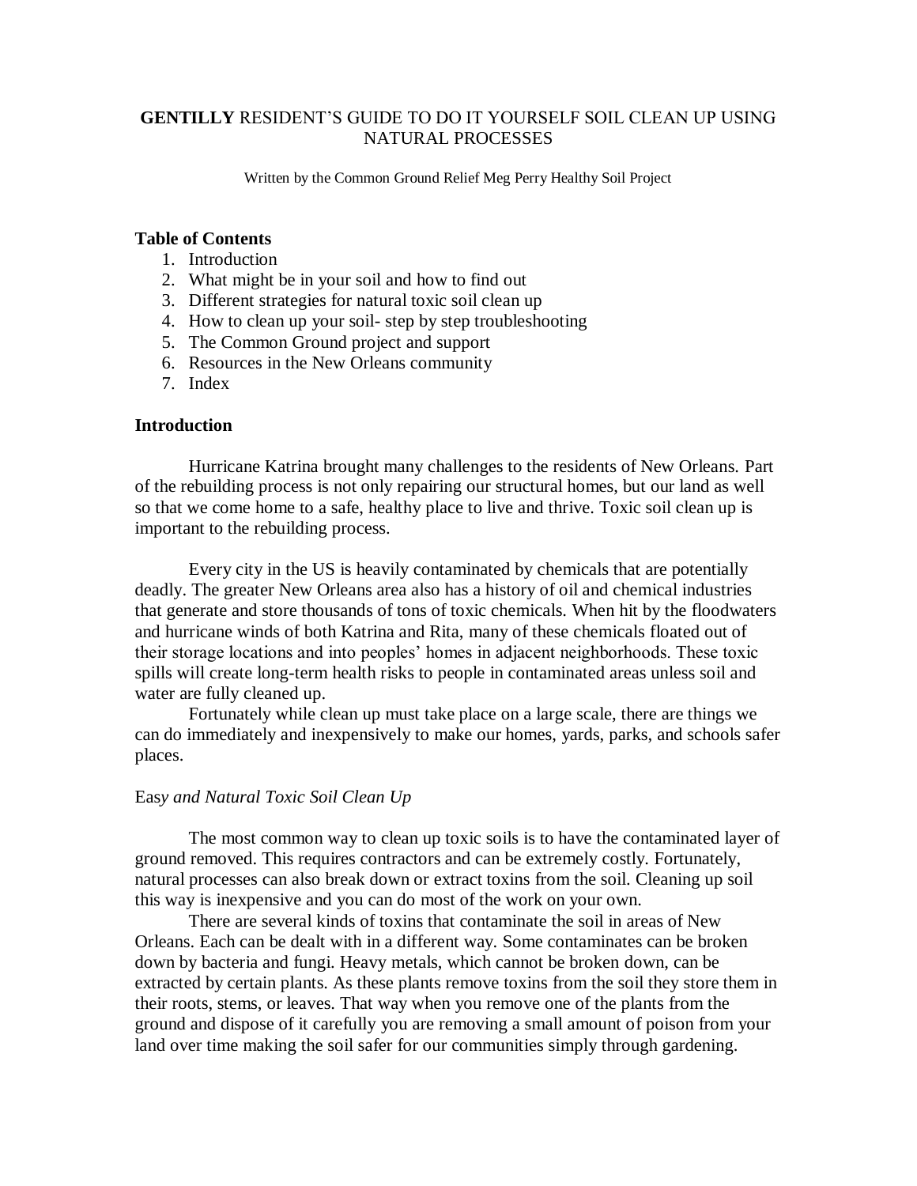# **GENTILLY** RESIDENT'S GUIDE TO DO IT YOURSELF SOIL CLEAN UP USING NATURAL PROCESSES

Written by the Common Ground Relief Meg Perry Healthy Soil Project

**Table of Contents**

1. Introduction
2. What might be in your soil and how to find out
3. Different strategies for natural toxic soil clean up
4. How to clean up your soil- step by step troubleshooting
5. The Common Ground project and support
6. Resources in the New Orleans community
7. Index

## **Introduction**

Hurricane Katrina brought many challenges to the residents of New Orleans. Part of the rebuilding process is not only repairing our structural homes, but our land as well so that we come home to a safe, healthy place to live and thrive. Toxic soil clean up is important to the rebuilding process.

Every city in the US is heavily contaminated by chemicals that are potentially deadly. The greater New Orleans area also has a history of oil and chemical industries that generate and store thousands of tons of toxic chemicals. When hit by the floodwaters and hurricane winds of both Katrina and Rita, many of these chemicals floated out of their storage locations and into peoples' homes in adjacent neighborhoods. These toxic spills will create long-term health risks to people in contaminated areas unless soil and water are fully cleaned up.

Fortunately while clean up must take place on a large scale, there are things we can do immediately and inexpensively to make our homes, yards, parks, and schools safer places.

### Eas*y and Natural Toxic Soil Clean Up*

The most common way to clean up toxic soils is to have the contaminated layer of ground removed. This requires contractors and can be extremely costly. Fortunately, natural processes can also break down or extract toxins from the soil. Cleaning up soil this way is inexpensive and you can do most of the work on your own.

There are several kinds of toxins that contaminate the soil in areas of New Orleans. Each can be dealt with in a different way. Some contaminates can be broken down by bacteria and fungi. Heavy metals, which cannot be broken down, can be extracted by certain plants. As these plants remove toxins from the soil they store them in their roots, stems, or leaves. That way when you remove one of the plants from the ground and dispose of it carefully you are removing a small amount of poison from your land over time making the soil safer for our communities simply through gardening.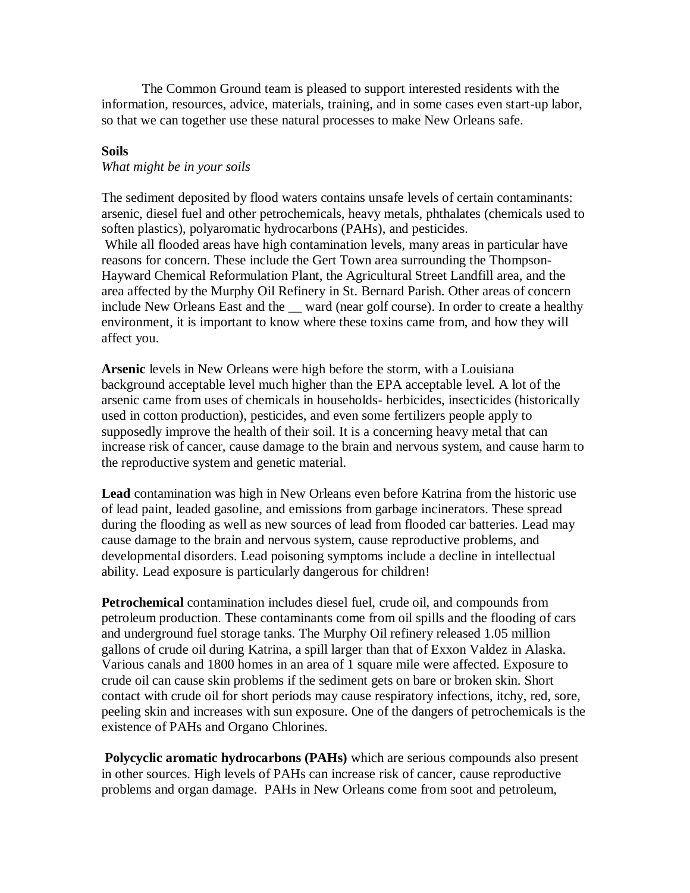The Common Ground team is pleased to support interested residents with the information, resources, advice, materials, training, and in some cases even start-up labor, so that we can together use these natural processes to make New Orleans safe.

**Soils**

*What might be in your soils*

The sediment deposited by flood waters contains unsafe levels of certain contaminants: arsenic, diesel fuel and other petrochemicals, heavy metals, phthalates (chemicals used to soften plastics), polyaromatic hydrocarbons (PAHs), and pesticides.
While all flooded areas have high contamination levels, many areas in particular have reasons for concern. These include the Gert Town area surrounding the Thompson-Hayward Chemical Reformulation Plant, the Agricultural Street Landfill area, and the area affected by the Murphy Oil Refinery in St. Bernard Parish. Other areas of concern include New Orleans East and the __ ward (near golf course). In order to create a healthy environment, it is important to know where these toxins came from, and how they will affect you.

**Arsenic** levels in New Orleans were high before the storm, with a Louisiana background acceptable level much higher than the EPA acceptable level. A lot of the arsenic came from uses of chemicals in households- herbicides, insecticides (historically used in cotton production), pesticides, and even some fertilizers people apply to supposedly improve the health of their soil. It is a concerning heavy metal that can increase risk of cancer, cause damage to the brain and nervous system, and cause harm to the reproductive system and genetic material.

**Lead** contamination was high in New Orleans even before Katrina from the historic use of lead paint, leaded gasoline, and emissions from garbage incinerators. These spread during the flooding as well as new sources of lead from flooded car batteries. Lead may cause damage to the brain and nervous system, cause reproductive problems, and developmental disorders. Lead poisoning symptoms include a decline in intellectual ability. Lead exposure is particularly dangerous for children!

**Petrochemical** contamination includes diesel fuel, crude oil, and compounds from petroleum production. These contaminants come from oil spills and the flooding of cars and underground fuel storage tanks. The Murphy Oil refinery released 1.05 million gallons of crude oil during Katrina, a spill larger than that of Exxon Valdez in Alaska. Various canals and 1800 homes in an area of 1 square mile were affected. Exposure to crude oil can cause skin problems if the sediment gets on bare or broken skin. Short contact with crude oil for short periods may cause respiratory infections, itchy, red, sore, peeling skin and increases with sun exposure. One of the dangers of petrochemicals is the existence of PAHs and Organo Chlorines.

**Polycyclic aromatic hydrocarbons (PAHs)** which are serious compounds also present in other sources. High levels of PAHs can increase risk of cancer, cause reproductive problems and organ damage. PAHs in New Orleans come from soot and petroleum,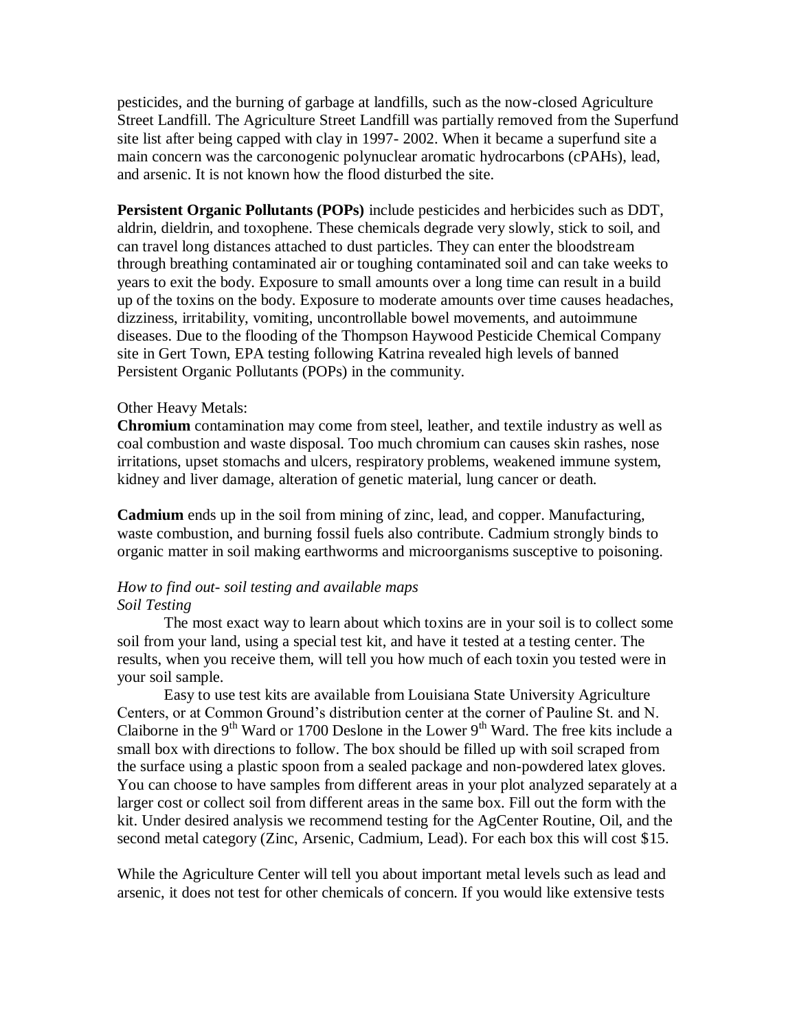pesticides, and the burning of garbage at landfills, such as the now-closed Agriculture Street Landfill. The Agriculture Street Landfill was partially removed from the Superfund site list after being capped with clay in 1997- 2002. When it became a superfund site a main concern was the carconogenic polynuclear aromatic hydrocarbons (cPAHs), lead, and arsenic. It is not known how the flood disturbed the site.

**Persistent Organic Pollutants (POPs)** include pesticides and herbicides such as DDT, aldrin, dieldrin, and toxophene. These chemicals degrade very slowly, stick to soil, and can travel long distances attached to dust particles. They can enter the bloodstream through breathing contaminated air or toughing contaminated soil and can take weeks to years to exit the body. Exposure to small amounts over a long time can result in a build up of the toxins on the body. Exposure to moderate amounts over time causes headaches, dizziness, irritability, vomiting, uncontrollable bowel movements, and autoimmune diseases. Due to the flooding of the Thompson Haywood Pesticide Chemical Company site in Gert Town, EPA testing following Katrina revealed high levels of banned Persistent Organic Pollutants (POPs) in the community.

Other Heavy Metals:

**Chromium** contamination may come from steel, leather, and textile industry as well as coal combustion and waste disposal. Too much chromium can causes skin rashes, nose irritations, upset stomachs and ulcers, respiratory problems, weakened immune system, kidney and liver damage, alteration of genetic material, lung cancer or death.

**Cadmium** ends up in the soil from mining of zinc, lead, and copper. Manufacturing, waste combustion, and burning fossil fuels also contribute. Cadmium strongly binds to organic matter in soil making earthworms and microorganisms susceptive to poisoning.

*How to find out- soil testing and available maps*

*Soil Testing*

The most exact way to learn about which toxins are in your soil is to collect some soil from your land, using a special test kit, and have it tested at a testing center. The results, when you receive them, will tell you how much of each toxin you tested were in your soil sample.

Easy to use test kits are available from Louisiana State University Agriculture Centers, or at Common Ground's distribution center at the corner of Pauline St. and N. Claiborne in the 9th Ward or 1700 Deslone in the Lower 9th Ward. The free kits include a small box with directions to follow. The box should be filled up with soil scraped from the surface using a plastic spoon from a sealed package and non-powdered latex gloves. You can choose to have samples from different areas in your plot analyzed separately at a larger cost or collect soil from different areas in the same box. Fill out the form with the kit. Under desired analysis we recommend testing for the AgCenter Routine, Oil, and the second metal category (Zinc, Arsenic, Cadmium, Lead). For each box this will cost $15.

While the Agriculture Center will tell you about important metal levels such as lead and arsenic, it does not test for other chemicals of concern. If you would like extensive tests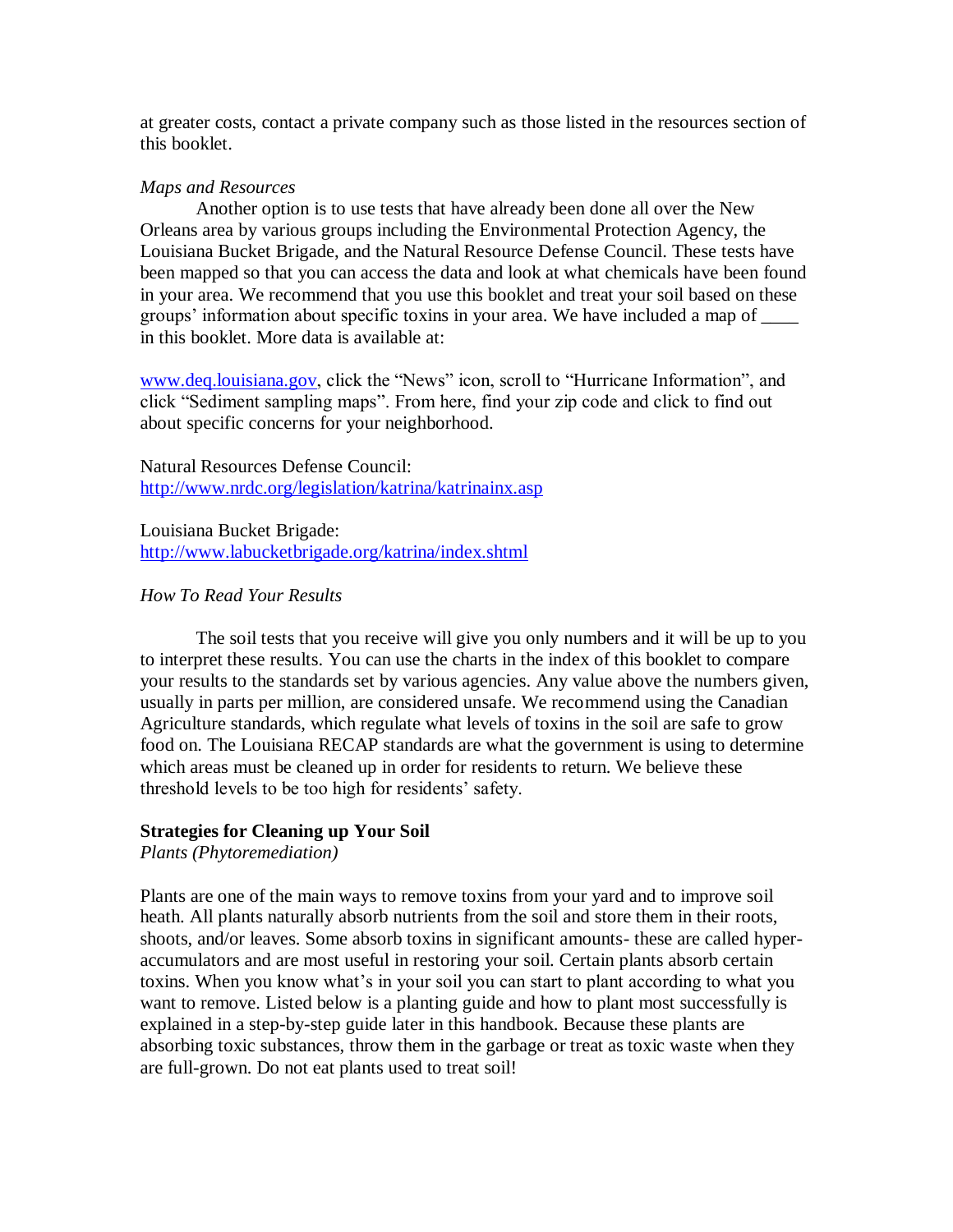at greater costs, contact a private company such as those listed in the resources section of this booklet.

*Maps and Resources*

Another option is to use tests that have already been done all over the New Orleans area by various groups including the Environmental Protection Agency, the Louisiana Bucket Brigade, and the Natural Resource Defense Council. These tests have been mapped so that you can access the data and look at what chemicals have been found in your area. We recommend that you use this booklet and treat your soil based on these groups' information about specific toxins in your area. We have included a map of ____ in this booklet. More data is available at:

www.deq.louisiana.gov, click the "News" icon, scroll to "Hurricane Information", and click "Sediment sampling maps". From here, find your zip code and click to find out about specific concerns for your neighborhood.

Natural Resources Defense Council:
http://www.nrdc.org/legislation/katrina/katrinainx.asp

Louisiana Bucket Brigade:
http://www.labucketbrigade.org/katrina/index.shtml

*How To Read Your Results*

The soil tests that you receive will give you only numbers and it will be up to you to interpret these results. You can use the charts in the index of this booklet to compare your results to the standards set by various agencies. Any value above the numbers given, usually in parts per million, are considered unsafe. We recommend using the Canadian Agriculture standards, which regulate what levels of toxins in the soil are safe to grow food on. The Louisiana RECAP standards are what the government is using to determine which areas must be cleaned up in order for residents to return. We believe these threshold levels to be too high for residents' safety.

**Strategies for Cleaning up Your Soil**

*Plants (Phytoremediation)*

Plants are one of the main ways to remove toxins from your yard and to improve soil heath. All plants naturally absorb nutrients from the soil and store them in their roots, shoots, and/or leaves. Some absorb toxins in significant amounts- these are called hyper-accumulators and are most useful in restoring your soil. Certain plants absorb certain toxins. When you know what's in your soil you can start to plant according to what you want to remove. Listed below is a planting guide and how to plant most successfully is explained in a step-by-step guide later in this handbook. Because these plants are absorbing toxic substances, throw them in the garbage or treat as toxic waste when they are full-grown. Do not eat plants used to treat soil!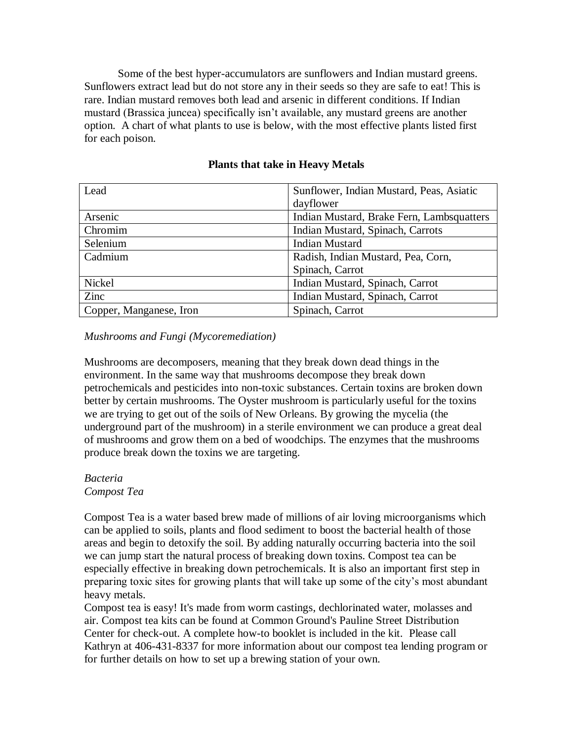Some of the best hyper-accumulators are sunflowers and Indian mustard greens. Sunflowers extract lead but do not store any in their seeds so they are safe to eat! This is rare. Indian mustard removes both lead and arsenic in different conditions. If Indian mustard (Brassica juncea) specifically isn't available, any mustard greens are another option. A chart of what plants to use is below, with the most effective plants listed first for each poison.

**Plants that take in Heavy Metals**

| | |
|---|---|
| Lead | Sunflower, Indian Mustard, Peas, Asiatic dayflower |
| Arsenic | Indian Mustard, Brake Fern, Lambsquatters |
| Chromim | Indian Mustard, Spinach, Carrots |
| Selenium | Indian Mustard |
| Cadmium | Radish, Indian Mustard, Pea, Corn, Spinach, Carrot |
| Nickel | Indian Mustard, Spinach, Carrot |
| Zinc | Indian Mustard, Spinach, Carrot |
| Copper, Manganese, Iron | Spinach, Carrot |

*Mushrooms and Fungi (Mycoremediation)*

Mushrooms are decomposers, meaning that they break down dead things in the environment. In the same way that mushrooms decompose they break down petrochemicals and pesticides into non-toxic substances. Certain toxins are broken down better by certain mushrooms. The Oyster mushroom is particularly useful for the toxins we are trying to get out of the soils of New Orleans. By growing the mycelia (the underground part of the mushroom) in a sterile environment we can produce a great deal of mushrooms and grow them on a bed of woodchips. The enzymes that the mushrooms produce break down the toxins we are targeting.

*Bacteria*
*Compost Tea*

Compost Tea is a water based brew made of millions of air loving microorganisms which can be applied to soils, plants and flood sediment to boost the bacterial health of those areas and begin to detoxify the soil. By adding naturally occurring bacteria into the soil we can jump start the natural process of breaking down toxins. Compost tea can be especially effective in breaking down petrochemicals. It is also an important first step in preparing toxic sites for growing plants that will take up some of the city's most abundant heavy metals.

Compost tea is easy! It's made from worm castings, dechlorinated water, molasses and air. Compost tea kits can be found at Common Ground's Pauline Street Distribution Center for check-out. A complete how-to booklet is included in the kit. Please call Kathryn at 406-431-8337 for more information about our compost tea lending program or for further details on how to set up a brewing station of your own.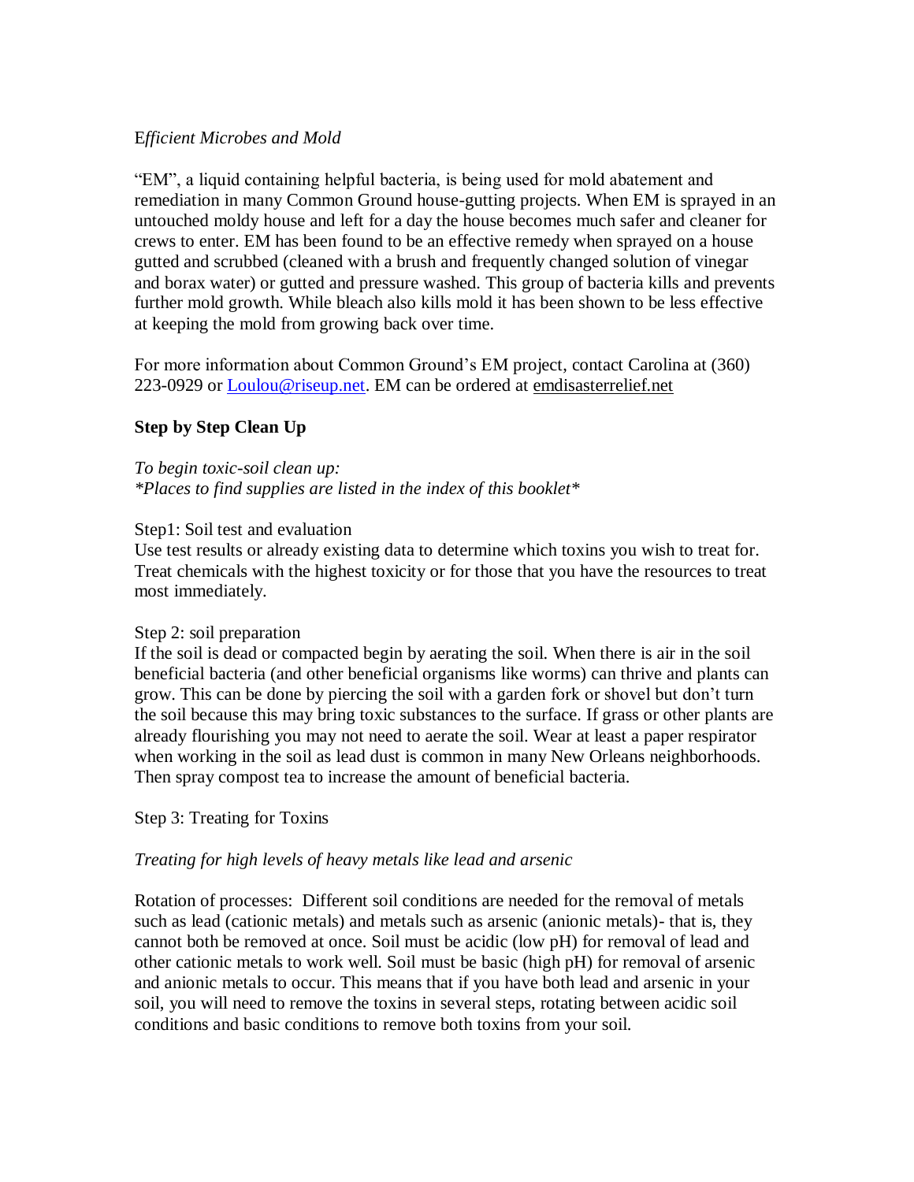E*fficient Microbes and Mold*

"EM", a liquid containing helpful bacteria, is being used for mold abatement and remediation in many Common Ground house-gutting projects. When EM is sprayed in an untouched moldy house and left for a day the house becomes much safer and cleaner for crews to enter. EM has been found to be an effective remedy when sprayed on a house gutted and scrubbed (cleaned with a brush and frequently changed solution of vinegar and borax water) or gutted and pressure washed. This group of bacteria kills and prevents further mold growth. While bleach also kills mold it has been shown to be less effective at keeping the mold from growing back over time.

For more information about Common Ground's EM project, contact Carolina at (360) 223-0929 or Loulou@riseup.net. EM can be ordered at emdisasterrelief.net

**Step by Step Clean Up**

*To begin toxic-soil clean up:*
*\*Places to find supplies are listed in the index of this booklet\**

Step1: Soil test and evaluation
Use test results or already existing data to determine which toxins you wish to treat for. Treat chemicals with the highest toxicity or for those that you have the resources to treat most immediately.

Step 2: soil preparation
If the soil is dead or compacted begin by aerating the soil. When there is air in the soil beneficial bacteria (and other beneficial organisms like worms) can thrive and plants can grow. This can be done by piercing the soil with a garden fork or shovel but don't turn the soil because this may bring toxic substances to the surface. If grass or other plants are already flourishing you may not need to aerate the soil. Wear at least a paper respirator when working in the soil as lead dust is common in many New Orleans neighborhoods. Then spray compost tea to increase the amount of beneficial bacteria.

Step 3: Treating for Toxins

*Treating for high levels of heavy metals like lead and arsenic*

Rotation of processes: Different soil conditions are needed for the removal of metals such as lead (cationic metals) and metals such as arsenic (anionic metals)- that is, they cannot both be removed at once. Soil must be acidic (low pH) for removal of lead and other cationic metals to work well. Soil must be basic (high pH) for removal of arsenic and anionic metals to occur. This means that if you have both lead and arsenic in your soil, you will need to remove the toxins in several steps, rotating between acidic soil conditions and basic conditions to remove both toxins from your soil.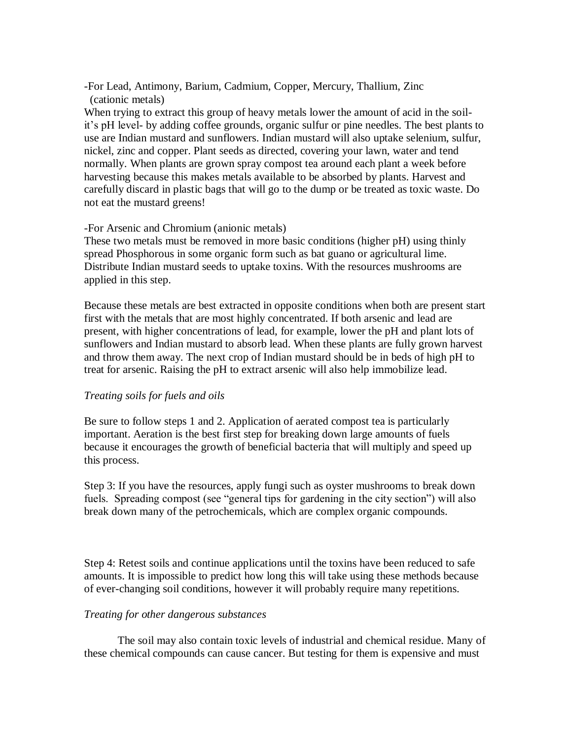-For Lead, Antimony, Barium, Cadmium, Copper, Mercury, Thallium, Zinc (cationic metals)

When trying to extract this group of heavy metals lower the amount of acid in the soil- it's pH level- by adding coffee grounds, organic sulfur or pine needles. The best plants to use are Indian mustard and sunflowers. Indian mustard will also uptake selenium, sulfur, nickel, zinc and copper. Plant seeds as directed, covering your lawn, water and tend normally. When plants are grown spray compost tea around each plant a week before harvesting because this makes metals available to be absorbed by plants. Harvest and carefully discard in plastic bags that will go to the dump or be treated as toxic waste. Do not eat the mustard greens!

-For Arsenic and Chromium (anionic metals)

These two metals must be removed in more basic conditions (higher pH) using thinly spread Phosphorous in some organic form such as bat guano or agricultural lime. Distribute Indian mustard seeds to uptake toxins. With the resources mushrooms are applied in this step.

Because these metals are best extracted in opposite conditions when both are present start first with the metals that are most highly concentrated. If both arsenic and lead are present, with higher concentrations of lead, for example, lower the pH and plant lots of sunflowers and Indian mustard to absorb lead. When these plants are fully grown harvest and throw them away. The next crop of Indian mustard should be in beds of high pH to treat for arsenic. Raising the pH to extract arsenic will also help immobilize lead.

*Treating soils for fuels and oils*

Be sure to follow steps 1 and 2. Application of aerated compost tea is particularly important. Aeration is the best first step for breaking down large amounts of fuels because it encourages the growth of beneficial bacteria that will multiply and speed up this process.

Step 3: If you have the resources, apply fungi such as oyster mushrooms to break down fuels. Spreading compost (see "general tips for gardening in the city section") will also break down many of the petrochemicals, which are complex organic compounds.

Step 4: Retest soils and continue applications until the toxins have been reduced to safe amounts. It is impossible to predict how long this will take using these methods because of ever-changing soil conditions, however it will probably require many repetitions.

*Treating for other dangerous substances*

The soil may also contain toxic levels of industrial and chemical residue. Many of these chemical compounds can cause cancer. But testing for them is expensive and must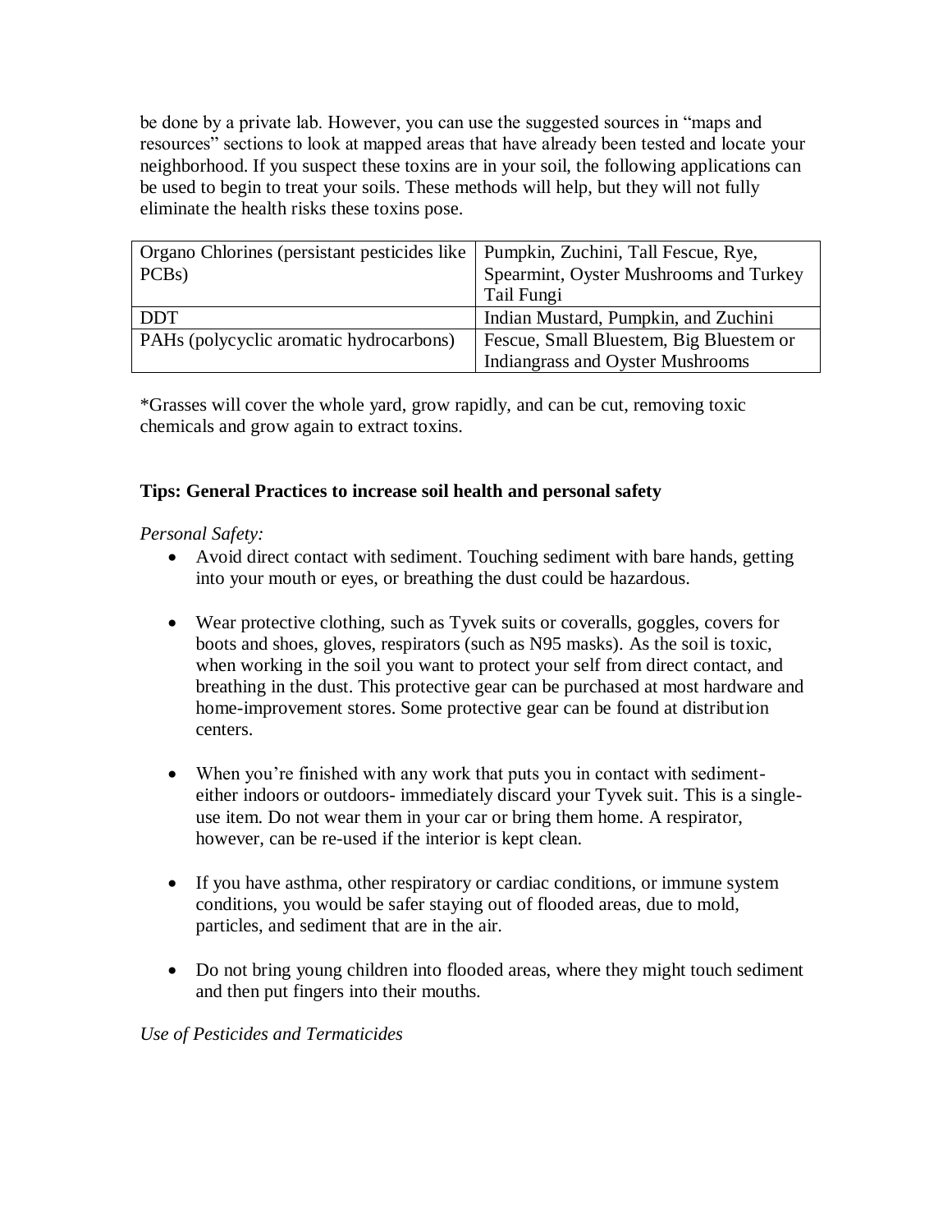be done by a private lab. However, you can use the suggested sources in "maps and resources" sections to look at mapped areas that have already been tested and locate your neighborhood. If you suspect these toxins are in your soil, the following applications can be used to begin to treat your soils. These methods will help, but they will not fully eliminate the health risks these toxins pose.

| | |
|---|---|
| Organo Chlorines (persistant pesticides like PCBs) | Pumpkin, Zuchini, Tall Fescue, Rye, Spearmint, Oyster Mushrooms and Turkey Tail Fungi |
| DDT | Indian Mustard, Pumpkin, and Zuchini |
| PAHs (polycyclic aromatic hydrocarbons) | Fescue, Small Bluestem, Big Bluestem or Indiangrass and Oyster Mushrooms |

*Grasses will cover the whole yard, grow rapidly, and can be cut, removing toxic chemicals and grow again to extract toxins.

**Tips: General Practices to increase soil health and personal safety**

*Personal Safety:*

- Avoid direct contact with sediment. Touching sediment with bare hands, getting into your mouth or eyes, or breathing the dust could be hazardous.

- Wear protective clothing, such as Tyvek suits or coveralls, goggles, covers for boots and shoes, gloves, respirators (such as N95 masks). As the soil is toxic, when working in the soil you want to protect your self from direct contact, and breathing in the dust. This protective gear can be purchased at most hardware and home-improvement stores. Some protective gear can be found at distribution centers.

- When you're finished with any work that puts you in contact with sediment- either indoors or outdoors- immediately discard your Tyvek suit. This is a single-use item. Do not wear them in your car or bring them home. A respirator, however, can be re-used if the interior is kept clean.

- If you have asthma, other respiratory or cardiac conditions, or immune system conditions, you would be safer staying out of flooded areas, due to mold, particles, and sediment that are in the air.

- Do not bring young children into flooded areas, where they might touch sediment and then put fingers into their mouths.

*Use of Pesticides and Termaticides*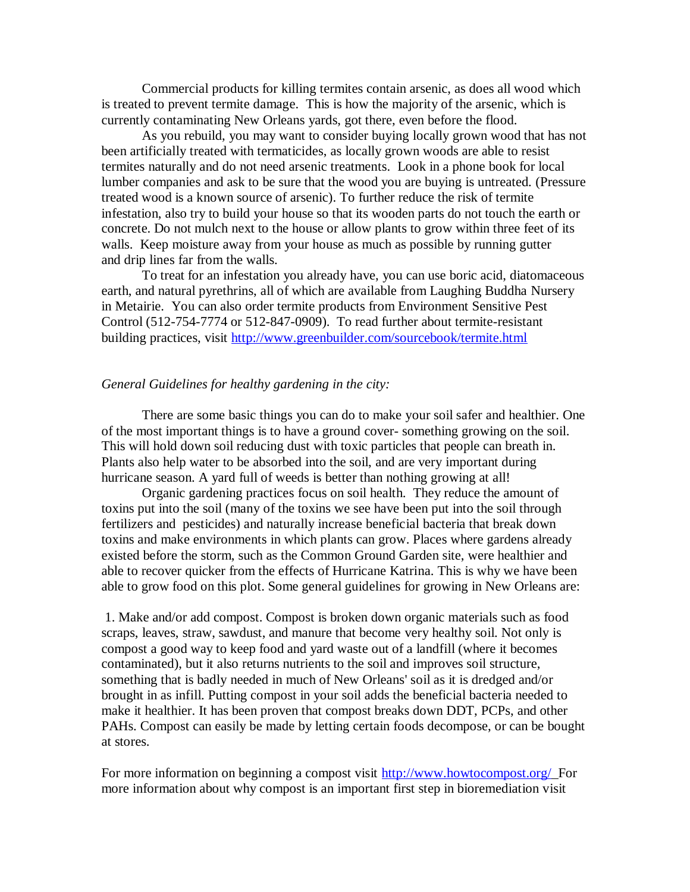Commercial products for killing termites contain arsenic, as does all wood which is treated to prevent termite damage. This is how the majority of the arsenic, which is currently contaminating New Orleans yards, got there, even before the flood.

As you rebuild, you may want to consider buying locally grown wood that has not been artificially treated with termaticides, as locally grown woods are able to resist termites naturally and do not need arsenic treatments. Look in a phone book for local lumber companies and ask to be sure that the wood you are buying is untreated. (Pressure treated wood is a known source of arsenic). To further reduce the risk of termite infestation, also try to build your house so that its wooden parts do not touch the earth or concrete. Do not mulch next to the house or allow plants to grow within three feet of its walls. Keep moisture away from your house as much as possible by running gutter and drip lines far from the walls.

To treat for an infestation you already have, you can use boric acid, diatomaceous earth, and natural pyrethrins, all of which are available from Laughing Buddha Nursery in Metairie. You can also order termite products from Environment Sensitive Pest Control (512-754-7774 or 512-847-0909). To read further about termite-resistant building practices, visit http://www.greenbuilder.com/sourcebook/termite.html

*General Guidelines for healthy gardening in the city:*

There are some basic things you can do to make your soil safer and healthier. One of the most important things is to have a ground cover- something growing on the soil. This will hold down soil reducing dust with toxic particles that people can breath in. Plants also help water to be absorbed into the soil, and are very important during hurricane season. A yard full of weeds is better than nothing growing at all!

Organic gardening practices focus on soil health. They reduce the amount of toxins put into the soil (many of the toxins we see have been put into the soil through fertilizers and pesticides) and naturally increase beneficial bacteria that break down toxins and make environments in which plants can grow. Places where gardens already existed before the storm, such as the Common Ground Garden site, were healthier and able to recover quicker from the effects of Hurricane Katrina. This is why we have been able to grow food on this plot. Some general guidelines for growing in New Orleans are:

1. Make and/or add compost. Compost is broken down organic materials such as food scraps, leaves, straw, sawdust, and manure that become very healthy soil. Not only is compost a good way to keep food and yard waste out of a landfill (where it becomes contaminated), but it also returns nutrients to the soil and improves soil structure, something that is badly needed in much of New Orleans' soil as it is dredged and/or brought in as infill. Putting compost in your soil adds the beneficial bacteria needed to make it healthier. It has been proven that compost breaks down DDT, PCPs, and other PAHs. Compost can easily be made by letting certain foods decompose, or can be bought at stores.

For more information on beginning a compost visit http://www.howtocompost.org/ For more information about why compost is an important first step in bioremediation visit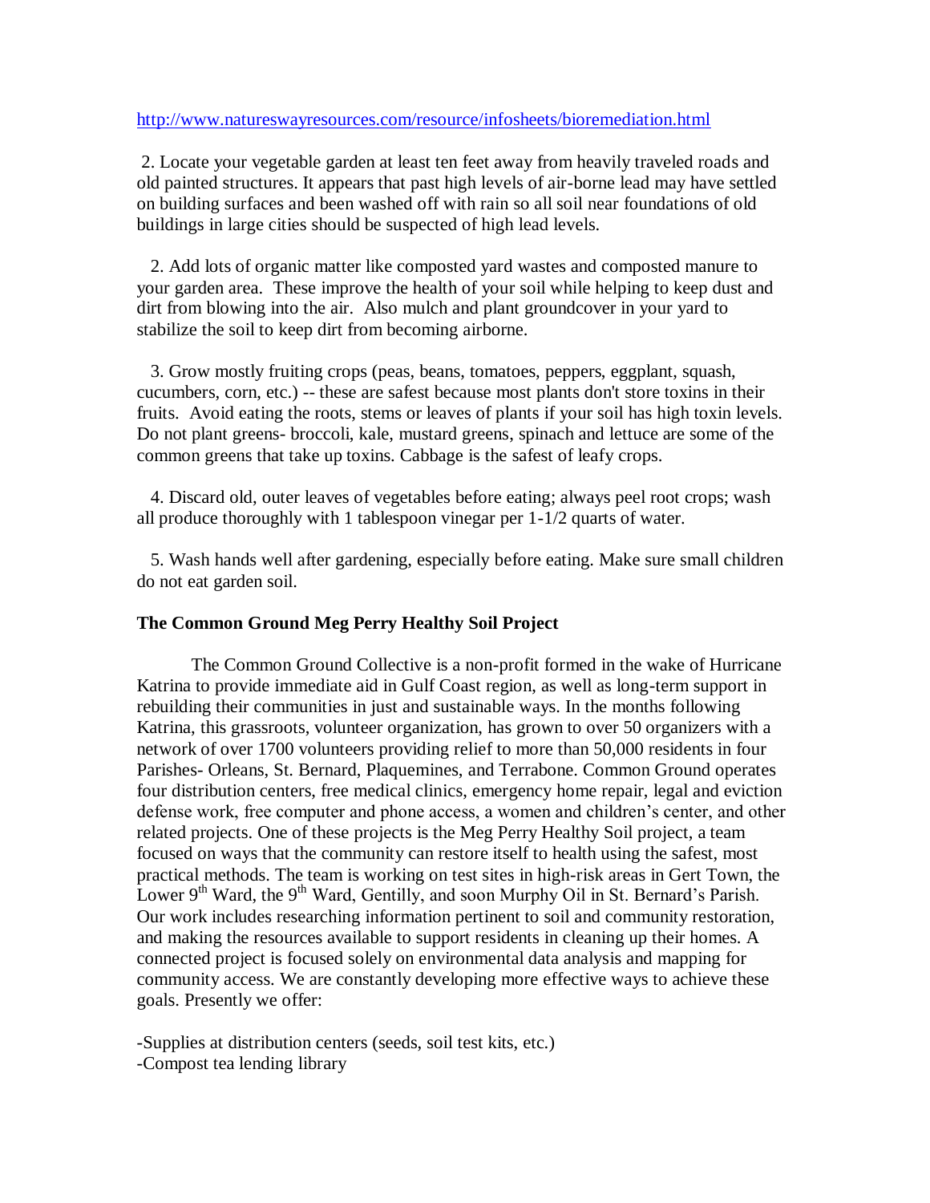http://www.natureswayresources.com/resource/infosheets/bioremediation.html

2. Locate your vegetable garden at least ten feet away from heavily traveled roads and old painted structures. It appears that past high levels of air-borne lead may have settled on building surfaces and been washed off with rain so all soil near foundations of old buildings in large cities should be suspected of high lead levels.

2. Add lots of organic matter like composted yard wastes and composted manure to your garden area. These improve the health of your soil while helping to keep dust and dirt from blowing into the air. Also mulch and plant groundcover in your yard to stabilize the soil to keep dirt from becoming airborne.

3. Grow mostly fruiting crops (peas, beans, tomatoes, peppers, eggplant, squash, cucumbers, corn, etc.) -- these are safest because most plants don't store toxins in their fruits. Avoid eating the roots, stems or leaves of plants if your soil has high toxin levels. Do not plant greens- broccoli, kale, mustard greens, spinach and lettuce are some of the common greens that take up toxins. Cabbage is the safest of leafy crops.

4. Discard old, outer leaves of vegetables before eating; always peel root crops; wash all produce thoroughly with 1 tablespoon vinegar per 1-1/2 quarts of water.

5. Wash hands well after gardening, especially before eating. Make sure small children do not eat garden soil.

**The Common Ground Meg Perry Healthy Soil Project**

The Common Ground Collective is a non-profit formed in the wake of Hurricane Katrina to provide immediate aid in Gulf Coast region, as well as long-term support in rebuilding their communities in just and sustainable ways. In the months following Katrina, this grassroots, volunteer organization, has grown to over 50 organizers with a network of over 1700 volunteers providing relief to more than 50,000 residents in four Parishes- Orleans, St. Bernard, Plaquemines, and Terrabone. Common Ground operates four distribution centers, free medical clinics, emergency home repair, legal and eviction defense work, free computer and phone access, a women and children's center, and other related projects. One of these projects is the Meg Perry Healthy Soil project, a team focused on ways that the community can restore itself to health using the safest, most practical methods. The team is working on test sites in high-risk areas in Gert Town, the Lower 9th Ward, the 9th Ward, Gentilly, and soon Murphy Oil in St. Bernard's Parish. Our work includes researching information pertinent to soil and community restoration, and making the resources available to support residents in cleaning up their homes. A connected project is focused solely on environmental data analysis and mapping for community access. We are constantly developing more effective ways to achieve these goals. Presently we offer:

-Supplies at distribution centers (seeds, soil test kits, etc.)
-Compost tea lending library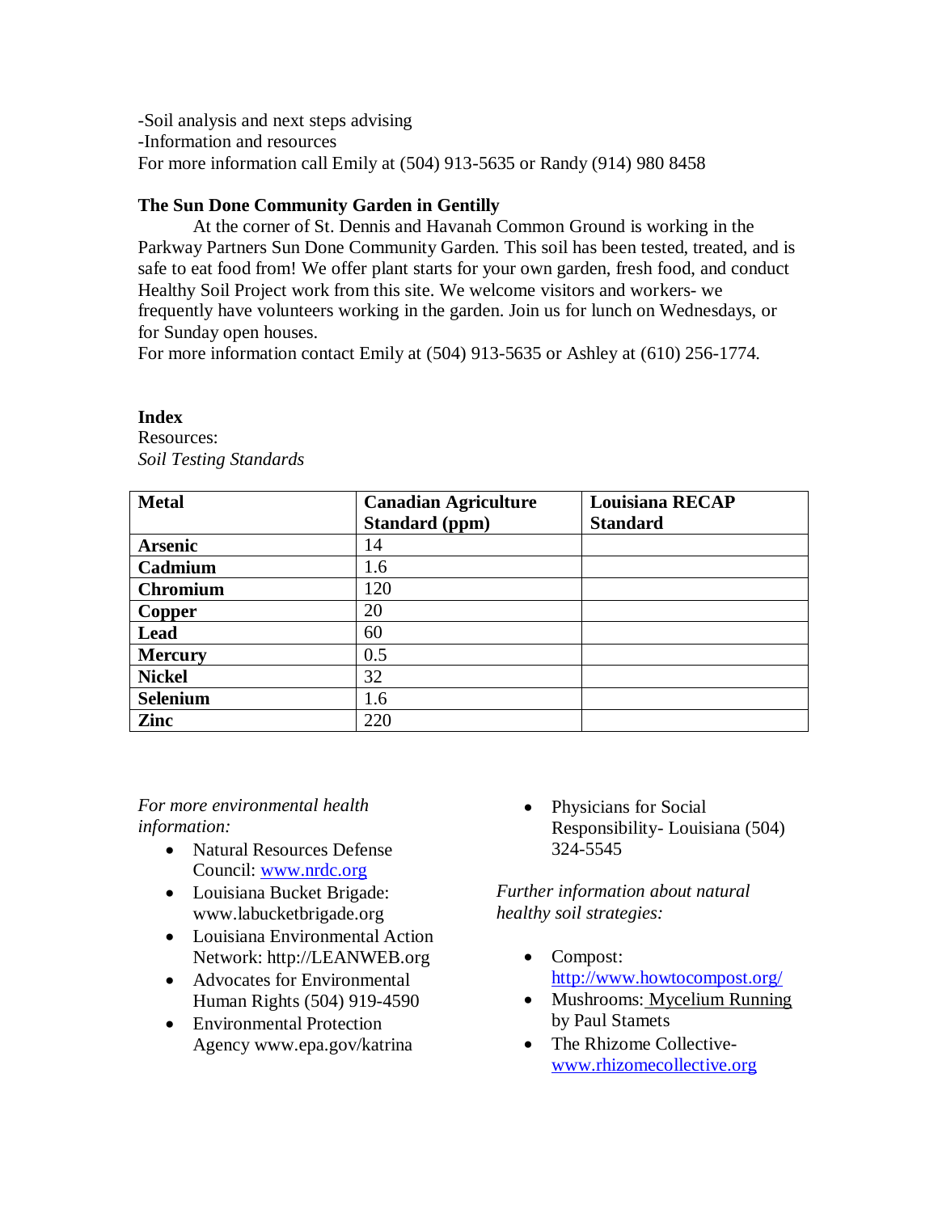-Soil analysis and next steps advising
-Information and resources
For more information call Emily at (504) 913-5635 or Randy (914) 980 8458

**The Sun Done Community Garden in Gentilly**

At the corner of St. Dennis and Havanah Common Ground is working in the Parkway Partners Sun Done Community Garden. This soil has been tested, treated, and is safe to eat food from! We offer plant starts for your own garden, fresh food, and conduct Healthy Soil Project work from this site. We welcome visitors and workers- we frequently have volunteers working in the garden. Join us for lunch on Wednesdays, or for Sunday open houses.
For more information contact Emily at (504) 913-5635 or Ashley at (610) 256-1774.

**Index**
Resources:
*Soil Testing Standards*

| Metal | Canadian Agriculture Standard (ppm) | Louisiana RECAP Standard |
|---|---|---|
| **Arsenic** | 14 | |
| **Cadmium** | 1.6 | |
| **Chromium** | 120 | |
| **Copper** | 20 | |
| **Lead** | 60 | |
| **Mercury** | 0.5 | |
| **Nickel** | 32 | |
| **Selenium** | 1.6 | |
| **Zinc** | 220 | |

*For more environmental health information:*

- Natural Resources Defense Council: www.nrdc.org
- Louisiana Bucket Brigade: www.labucketbrigade.org
- Louisiana Environmental Action Network: http://LEANWEB.org
- Advocates for Environmental Human Rights (504) 919-4590
- Environmental Protection Agency www.epa.gov/katrina
- Physicians for Social Responsibility- Louisiana (504) 324-5545

*Further information about natural healthy soil strategies:*

- Compost: http://www.howtocompost.org/
- Mushrooms: Mycelium Running by Paul Stamets
- The Rhizome Collective- www.rhizomecollective.org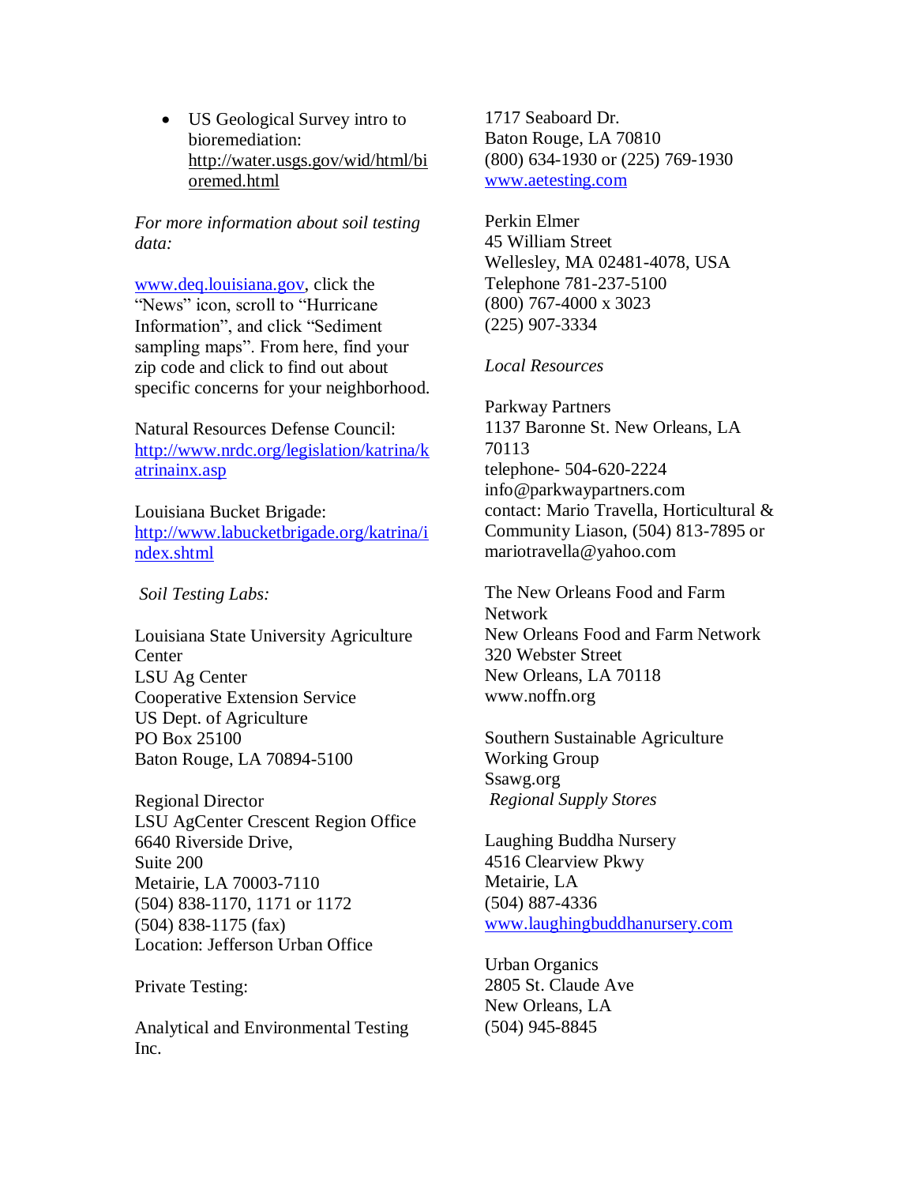- US Geological Survey intro to bioremediation: http://water.usgs.gov/wid/html/bioremed.html

*For more information about soil testing data:*

www.deq.louisiana.gov, click the "News" icon, scroll to "Hurricane Information", and click "Sediment sampling maps". From here, find your zip code and click to find out about specific concerns for your neighborhood.

Natural Resources Defense Council: http://www.nrdc.org/legislation/katrina/katrinainx.asp

Louisiana Bucket Brigade: http://www.labucketbrigade.org/katrina/index.shtml

*Soil Testing Labs:*

Louisiana State University Agriculture Center
LSU Ag Center
Cooperative Extension Service
US Dept. of Agriculture
PO Box 25100
Baton Rouge, LA 70894-5100

Regional Director
LSU AgCenter Crescent Region Office
6640 Riverside Drive,
Suite 200
Metairie, LA 70003-7110
(504) 838-1170, 1171 or 1172
(504) 838-1175 (fax)
Location: Jefferson Urban Office

Private Testing:

Analytical and Environmental Testing Inc.
1717 Seaboard Dr.
Baton Rouge, LA 70810
(800) 634-1930 or (225) 769-1930
www.aetesting.com

Perkin Elmer
45 William Street
Wellesley, MA 02481-4078, USA
Telephone 781-237-5100
(800) 767-4000 x 3023
(225) 907-3334

*Local Resources*

Parkway Partners
1137 Baronne St. New Orleans, LA 70113
telephone- 504-620-2224
info@parkwaypartners.com
contact: Mario Travella, Horticultural & Community Liason, (504) 813-7895 or mariotravella@yahoo.com

The New Orleans Food and Farm Network
New Orleans Food and Farm Network
320 Webster Street
New Orleans, LA 70118
www.noffn.org

Southern Sustainable Agriculture Working Group
Ssawg.org

*Regional Supply Stores*

Laughing Buddha Nursery
4516 Clearview Pkwy
Metairie, LA
(504) 887-4336
www.laughingbuddhanursery.com

Urban Organics
2805 St. Claude Ave
New Orleans, LA
(504) 945-8845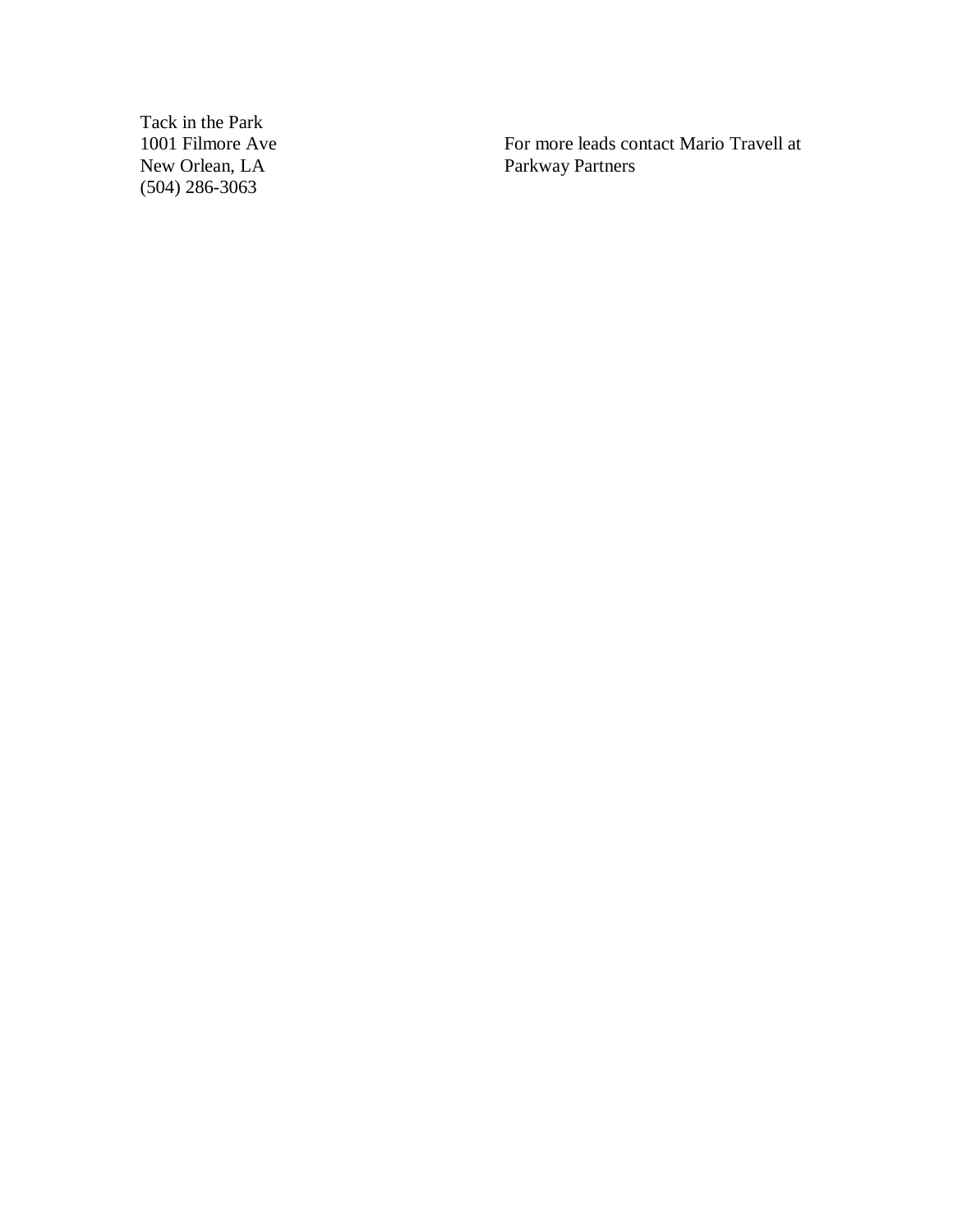Tack in the Park
1001 Filmore Ave
New Orlean, LA
(504) 286-3063

For more leads contact Mario Travell at
Parkway Partners